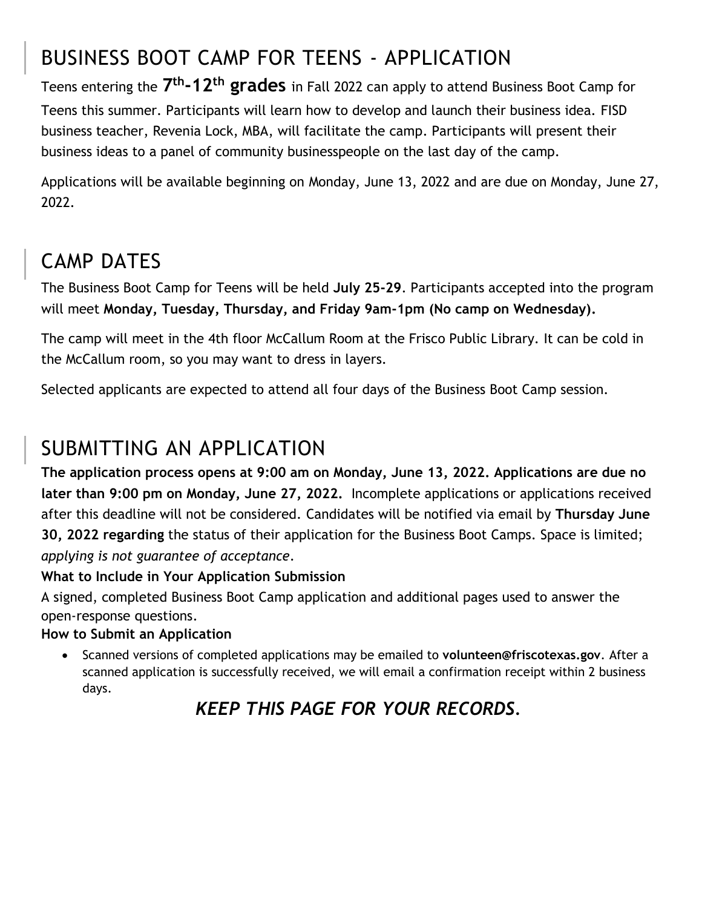## BUSINESS BOOT CAMP FOR TEENS - APPLICATION

Teens entering the **7th-12th grades** in Fall 2022 can apply to attend Business Boot Camp for Teens this summer. Participants will learn how to develop and launch their business idea. FISD business teacher, Revenia Lock, MBA, will facilitate the camp. Participants will present their business ideas to a panel of community businesspeople on the last day of the camp.

Applications will be available beginning on Monday, June 13, 2022 and are due on Monday, June 27, 2022.

## CAMP DATES

The Business Boot Camp for Teens will be held **July 25-29**. Participants accepted into the program will meet **Monday, Tuesday, Thursday, and Friday 9am-1pm (No camp on Wednesday).**

The camp will meet in the 4th floor McCallum Room at the Frisco Public Library. It can be cold in the McCallum room, so you may want to dress in layers.

Selected applicants are expected to attend all four days of the Business Boot Camp session.

## SUBMITTING AN APPLICATION

**The application process opens at 9:00 am on Monday, June 13, 2022. Applications are due no later than 9:00 pm on Monday, June 27, 2022.** Incomplete applications or applications received after this deadline will not be considered. Candidates will be notified via email by **Thursday June 30, 2022 regarding** the status of their application for the Business Boot Camps. Space is limited; *applying is not guarantee of acceptance*.

**What to Include in Your Application Submission**

A signed, completed Business Boot Camp application and additional pages used to answer the open-response questions.

**How to Submit an Application**

- Scanned versions of completed applications may be emailed to **volunteen@friscotexas.gov**. After a scanned application is successfully received, we will email a confirmation receipt within 2 business days.

***KEEP THIS PAGE FOR YOUR RECORDS.***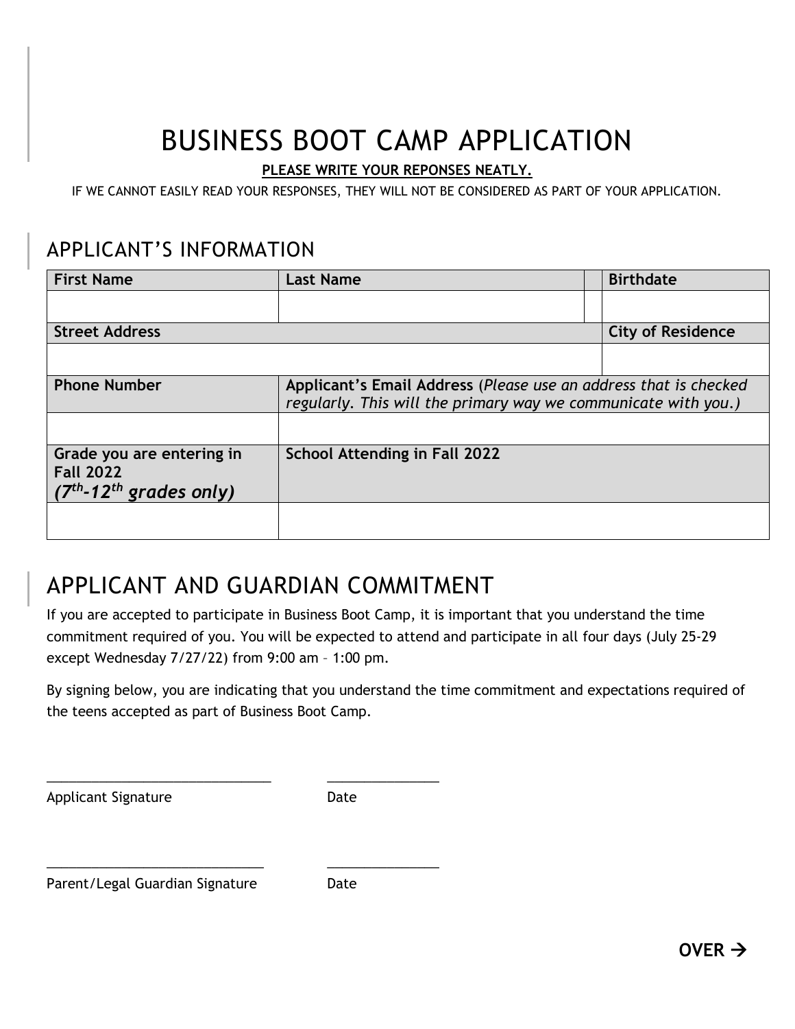# BUSINESS BOOT CAMP APPLICATION

**PLEASE WRITE YOUR REPONSES NEATLY.**

IF WE CANNOT EASILY READ YOUR RESPONSES, THEY WILL NOT BE CONSIDERED AS PART OF YOUR APPLICATION.

## APPLICANT'S INFORMATION

| **First Name** | **Last Name** | | **Birthdate** |
|---|---|---|---|
| | | | |
| **Street Address** | | | **City of Residence** |
| | | | |
| **Phone Number** | **Applicant's Email Address** (*Please use an address that is checked regularly. This will the primary way we communicate with you.)* | | |
| | | | |
| **Grade you are entering in Fall 2022** ***(7th-12th grades only)*** | **School Attending in Fall 2022** | | |
| | | | |

## APPLICANT AND GUARDIAN COMMITMENT

If you are accepted to participate in Business Boot Camp, it is important that you understand the time commitment required of you. You will be expected to attend and participate in all four days (July 25-29 except Wednesday 7/27/22) from 9:00 am – 1:00 pm.

By signing below, you are indicating that you understand the time commitment and expectations required of the teens accepted as part of Business Boot Camp.

\_\_\_\_\_\_\_\_\_\_\_\_\_\_\_\_\_\_\_\_\_\_\_\_\_\_\_\_\_\_ \_\_\_\_\_\_\_\_\_\_\_\_\_\_\_

Applicant Signature Date

\_\_\_\_\_\_\_\_\_\_\_\_\_\_\_\_\_\_\_\_\_\_\_\_\_\_\_\_\_\_ \_\_\_\_\_\_\_\_\_\_\_\_\_\_\_

Parent/Legal Guardian Signature Date

**OVER →**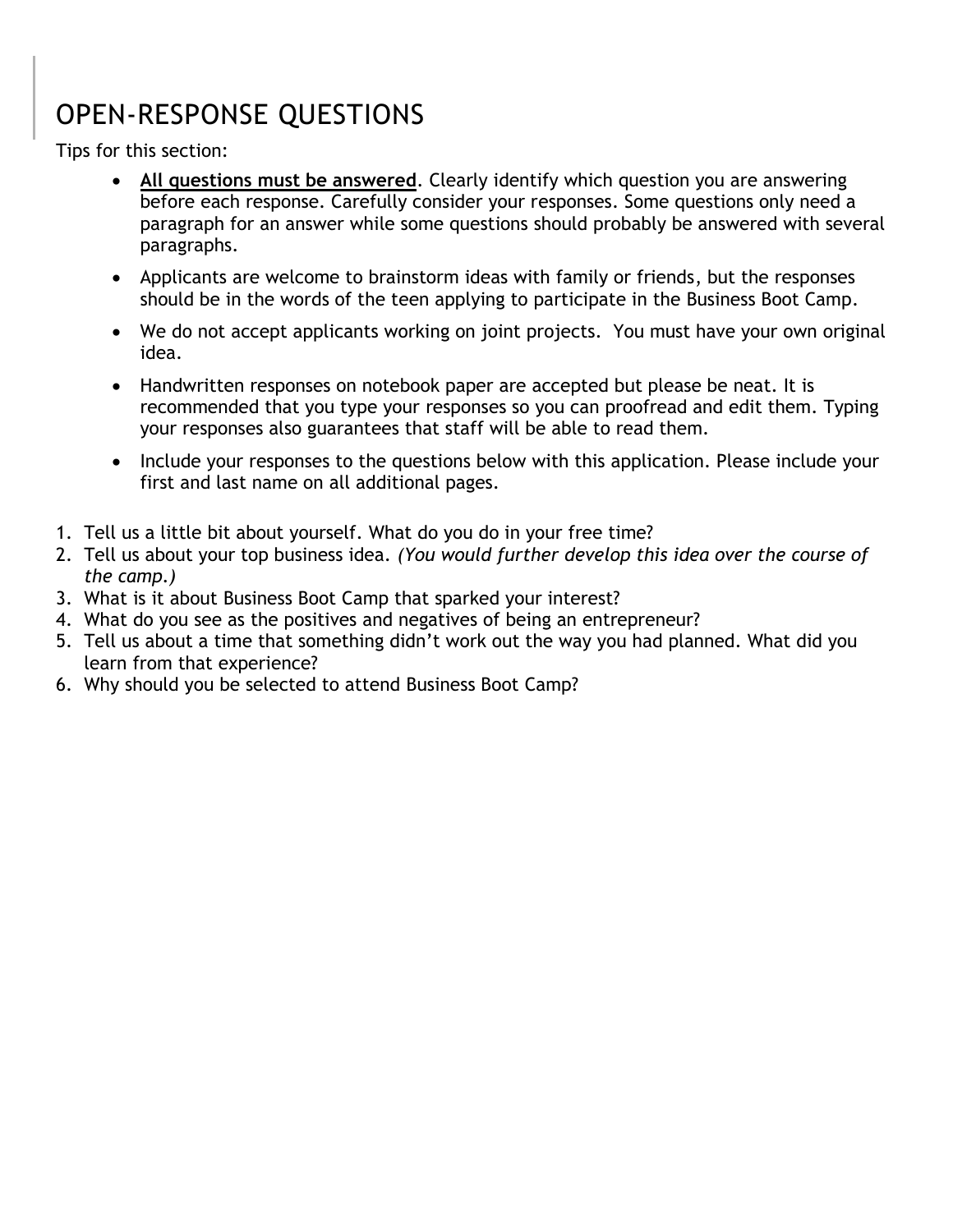# OPEN-RESPONSE QUESTIONS

Tips for this section:

- **All questions must be answered**. Clearly identify which question you are answering before each response. Carefully consider your responses. Some questions only need a paragraph for an answer while some questions should probably be answered with several paragraphs.
- Applicants are welcome to brainstorm ideas with family or friends, but the responses should be in the words of the teen applying to participate in the Business Boot Camp.
- We do not accept applicants working on joint projects. You must have your own original idea.
- Handwritten responses on notebook paper are accepted but please be neat. It is recommended that you type your responses so you can proofread and edit them. Typing your responses also guarantees that staff will be able to read them.
- Include your responses to the questions below with this application. Please include your first and last name on all additional pages.

1. Tell us a little bit about yourself. What do you do in your free time?
2. Tell us about your top business idea. *(You would further develop this idea over the course of the camp.)*
3. What is it about Business Boot Camp that sparked your interest?
4. What do you see as the positives and negatives of being an entrepreneur?
5. Tell us about a time that something didn't work out the way you had planned. What did you learn from that experience?
6. Why should you be selected to attend Business Boot Camp?